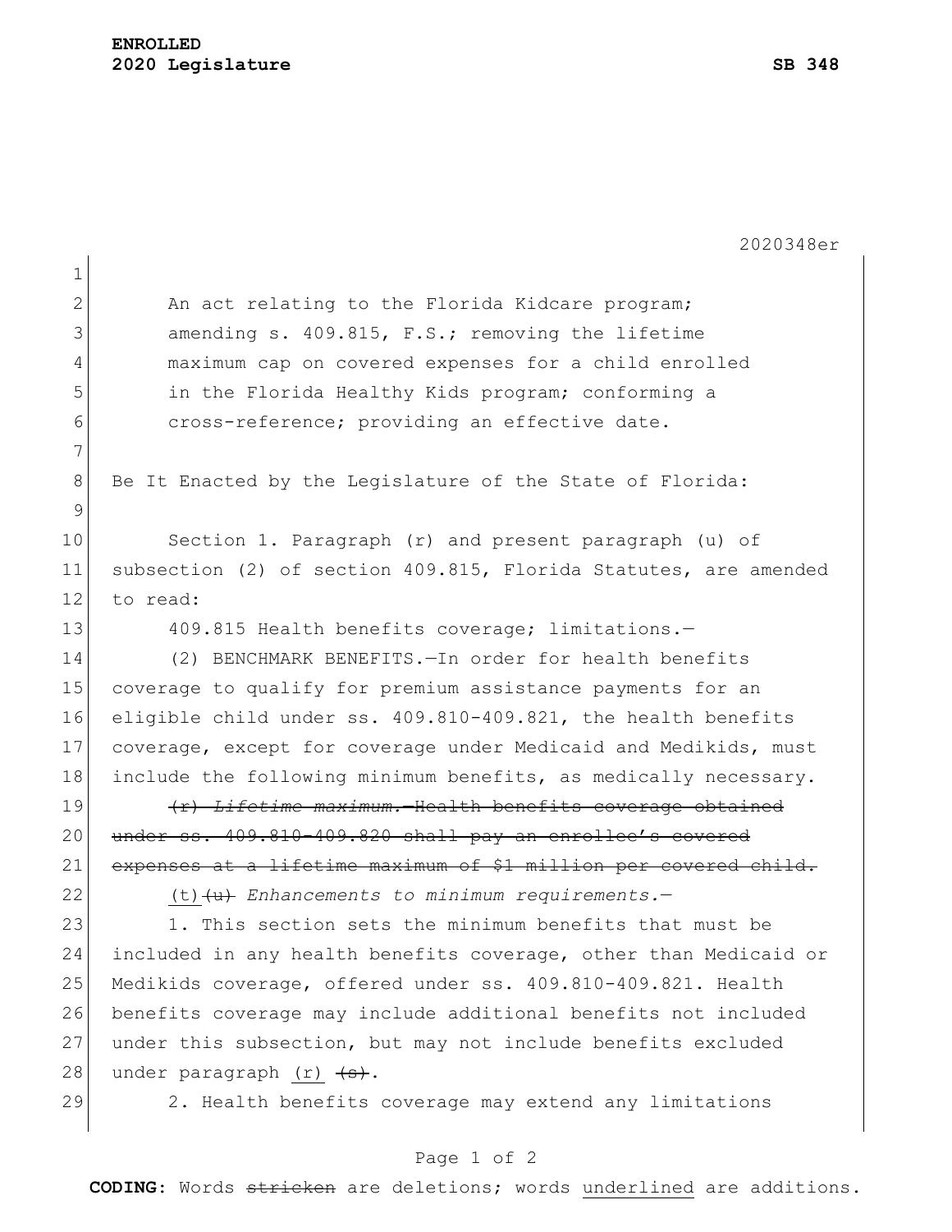**ENROLLED**
**2020 Legislature** **SB 348**

2020348er

An act relating to the Florida Kidcare program; amending s. 409.815, F.S.; removing the lifetime maximum cap on covered expenses for a child enrolled in the Florida Healthy Kids program; conforming a cross-reference; providing an effective date.

Be It Enacted by the Legislature of the State of Florida:

Section 1. Paragraph (r) and present paragraph (u) of subsection (2) of section 409.815, Florida Statutes, are amended to read:

409.815 Health benefits coverage; limitations.—

(2) BENCHMARK BENEFITS.—In order for health benefits coverage to qualify for premium assistance payments for an eligible child under ss. 409.810-409.821, the health benefits coverage, except for coverage under Medicaid and Medikids, must include the following minimum benefits, as medically necessary.

~~(r) *Lifetime maximum.*—Health benefits coverage obtained under ss. 409.810-409.820 shall pay an enrollee's covered expenses at a lifetime maximum of $1 million per covered child.~~

<u>(t)</u>~~(u)~~ *Enhancements to minimum requirements.*—

1. This section sets the minimum benefits that must be included in any health benefits coverage, other than Medicaid or Medikids coverage, offered under ss. 409.810-409.821. Health benefits coverage may include additional benefits not included under this subsection, but may not include benefits excluded under paragraph <u>(r)</u> ~~(s)~~.

2. Health benefits coverage may extend any limitations

**CODING:** Words ~~stricken~~ are deletions; words <u>underlined</u> are additions.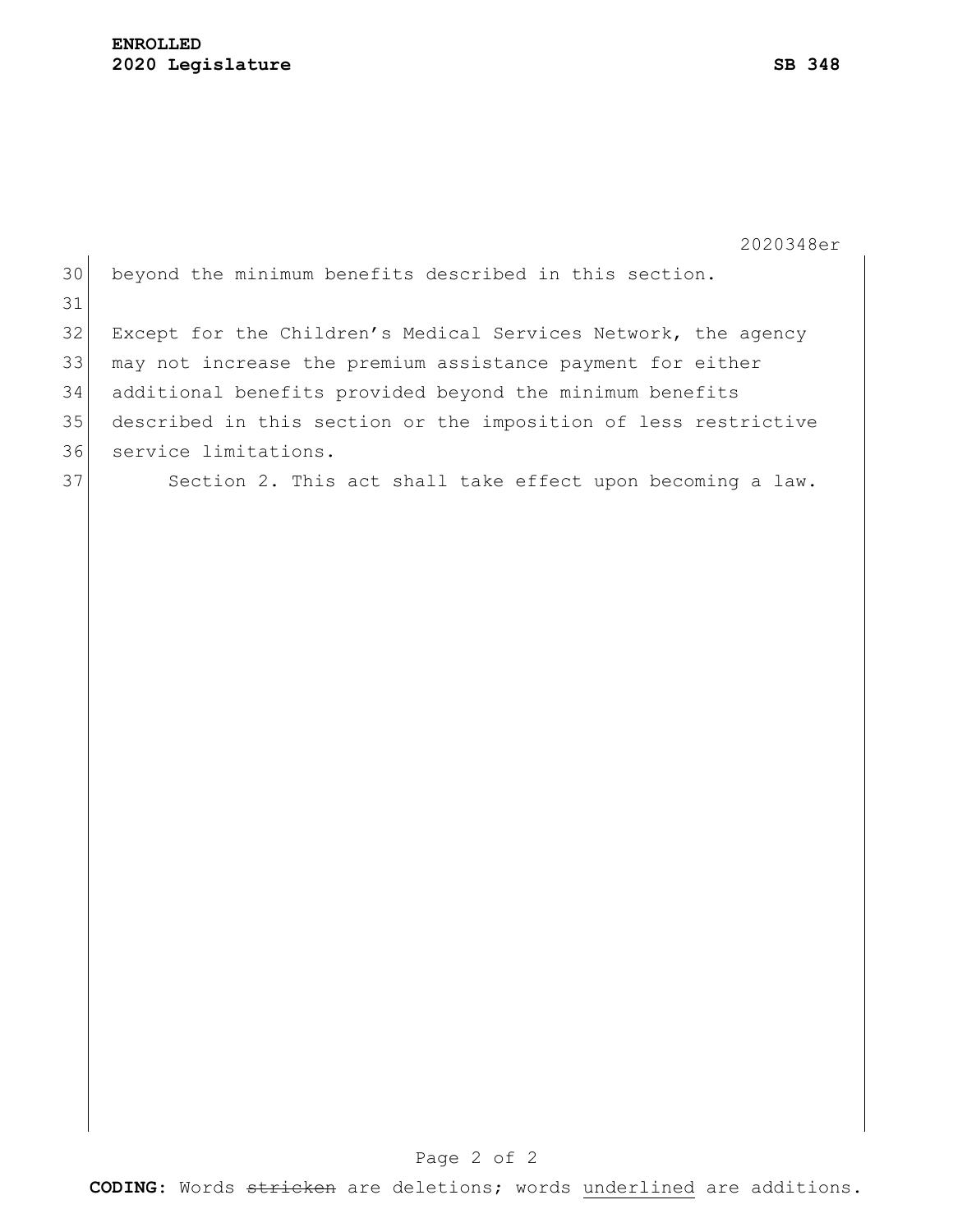beyond the minimum benefits described in this section.

Except for the Children's Medical Services Network, the agency may not increase the premium assistance payment for either additional benefits provided beyond the minimum benefits described in this section or the imposition of less restrictive service limitations.

Section 2. This act shall take effect upon becoming a law.